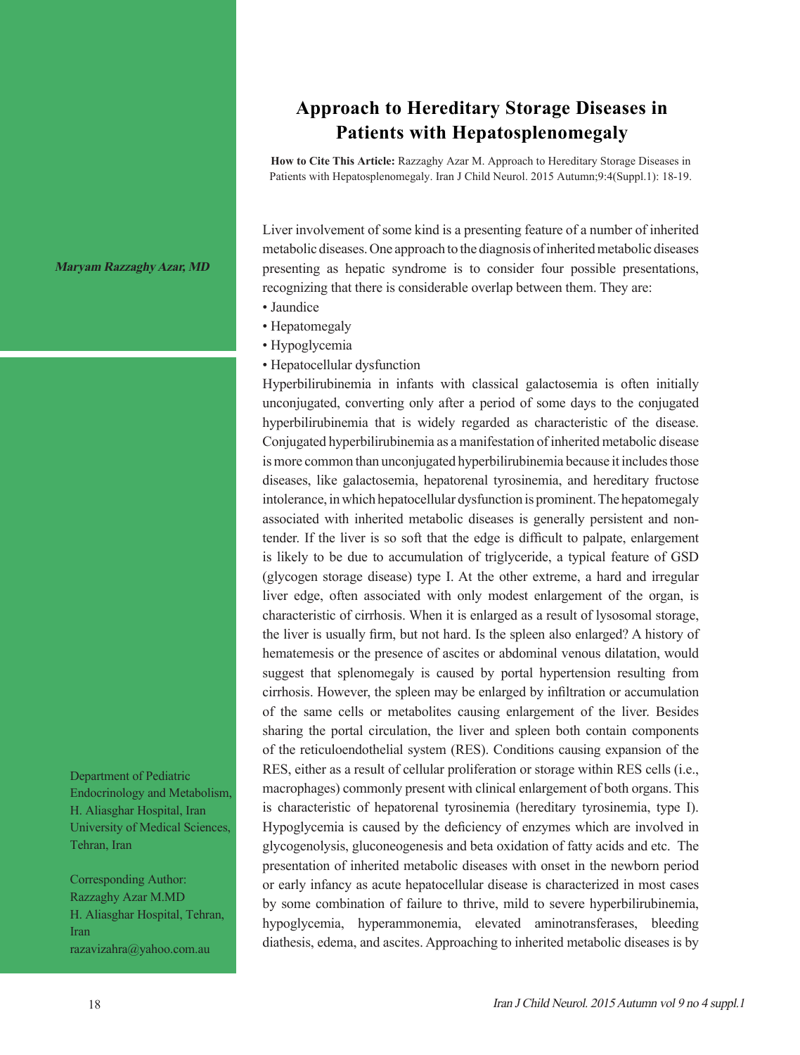# Approach to Hereditary Storage Diseases in Patients with Hepatosplenomegaly

**How to Cite This Article:** Razzaghy Azar M. Approach to Hereditary Storage Diseases in Patients with Hepatosplenomegaly. Iran J Child Neurol. 2015 Autumn;9:4(Suppl.1): 18-19.

***Maryam Razzaghy Azar, MD***

Department of Pediatric Endocrinology and Metabolism, H. Aliasghar Hospital, Iran University of Medical Sciences, Tehran, Iran

Corresponding Author:
Razzaghy Azar M.MD
H. Aliasghar Hospital, Tehran, Iran
razavizahra@yahoo.com.au

Liver involvement of some kind is a presenting feature of a number of inherited metabolic diseases. One approach to the diagnosis of inherited metabolic diseases presenting as hepatic syndrome is to consider four possible presentations, recognizing that there is considerable overlap between them. They are:

- Jaundice
- Hepatomegaly
- Hypoglycemia
- Hepatocellular dysfunction

Hyperbilirubinemia in infants with classical galactosemia is often initially unconjugated, converting only after a period of some days to the conjugated hyperbilirubinemia that is widely regarded as characteristic of the disease. Conjugated hyperbilirubinemia as a manifestation of inherited metabolic disease is more common than unconjugated hyperbilirubinemia because it includes those diseases, like galactosemia, hepatorenal tyrosinemia, and hereditary fructose intolerance, in which hepatocellular dysfunction is prominent. The hepatomegaly associated with inherited metabolic diseases is generally persistent and non-tender. If the liver is so soft that the edge is difficult to palpate, enlargement is likely to be due to accumulation of triglyceride, a typical feature of GSD (glycogen storage disease) type I. At the other extreme, a hard and irregular liver edge, often associated with only modest enlargement of the organ, is characteristic of cirrhosis. When it is enlarged as a result of lysosomal storage, the liver is usually firm, but not hard. Is the spleen also enlarged? A history of hematemesis or the presence of ascites or abdominal venous dilatation, would suggest that splenomegaly is caused by portal hypertension resulting from cirrhosis. However, the spleen may be enlarged by infiltration or accumulation of the same cells or metabolites causing enlargement of the liver. Besides sharing the portal circulation, the liver and spleen both contain components of the reticuloendothelial system (RES). Conditions causing expansion of the RES, either as a result of cellular proliferation or storage within RES cells (i.e., macrophages) commonly present with clinical enlargement of both organs. This is characteristic of hepatorenal tyrosinemia (hereditary tyrosinemia, type I). Hypoglycemia is caused by the deficiency of enzymes which are involved in glycogenolysis, gluconeogenesis and beta oxidation of fatty acids and etc. The presentation of inherited metabolic diseases with onset in the newborn period or early infancy as acute hepatocellular disease is characterized in most cases by some combination of failure to thrive, mild to severe hyperbilirubinemia, hypoglycemia, hyperammonemia, elevated aminotransferases, bleeding diathesis, edema, and ascites. Approaching to inherited metabolic diseases is by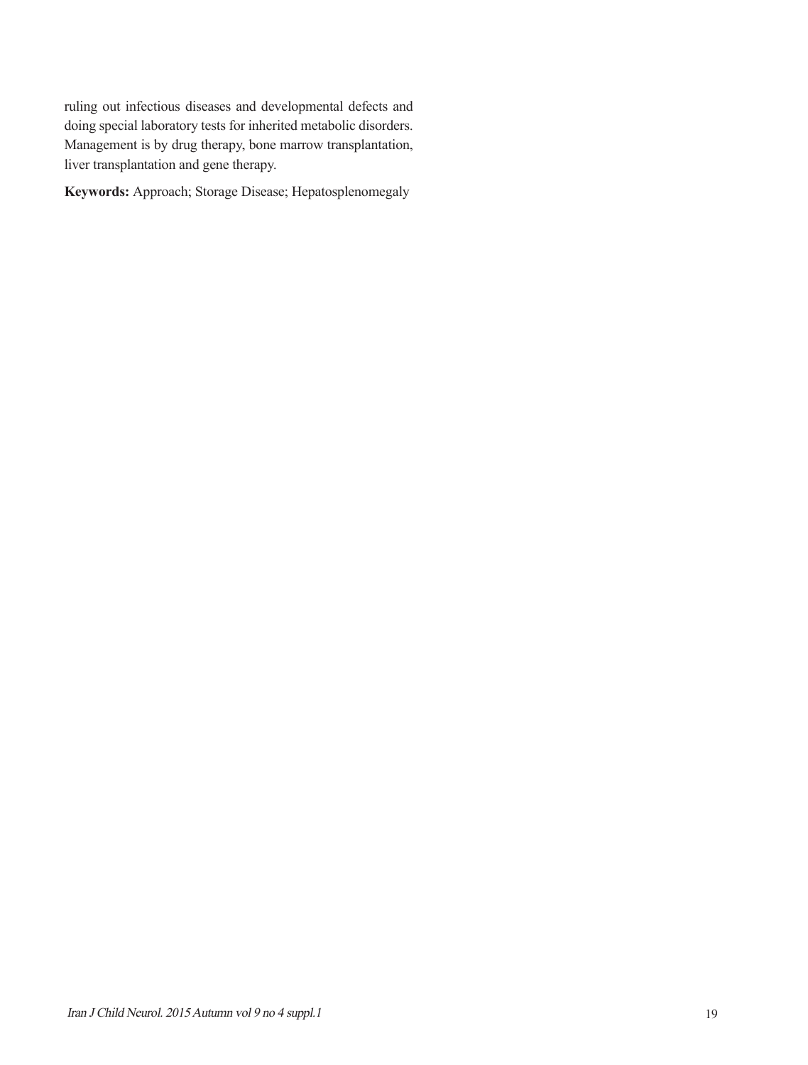ruling out infectious diseases and developmental defects and doing special laboratory tests for inherited metabolic disorders. Management is by drug therapy, bone marrow transplantation, liver transplantation and gene therapy.

**Keywords:** Approach; Storage Disease; Hepatosplenomegaly